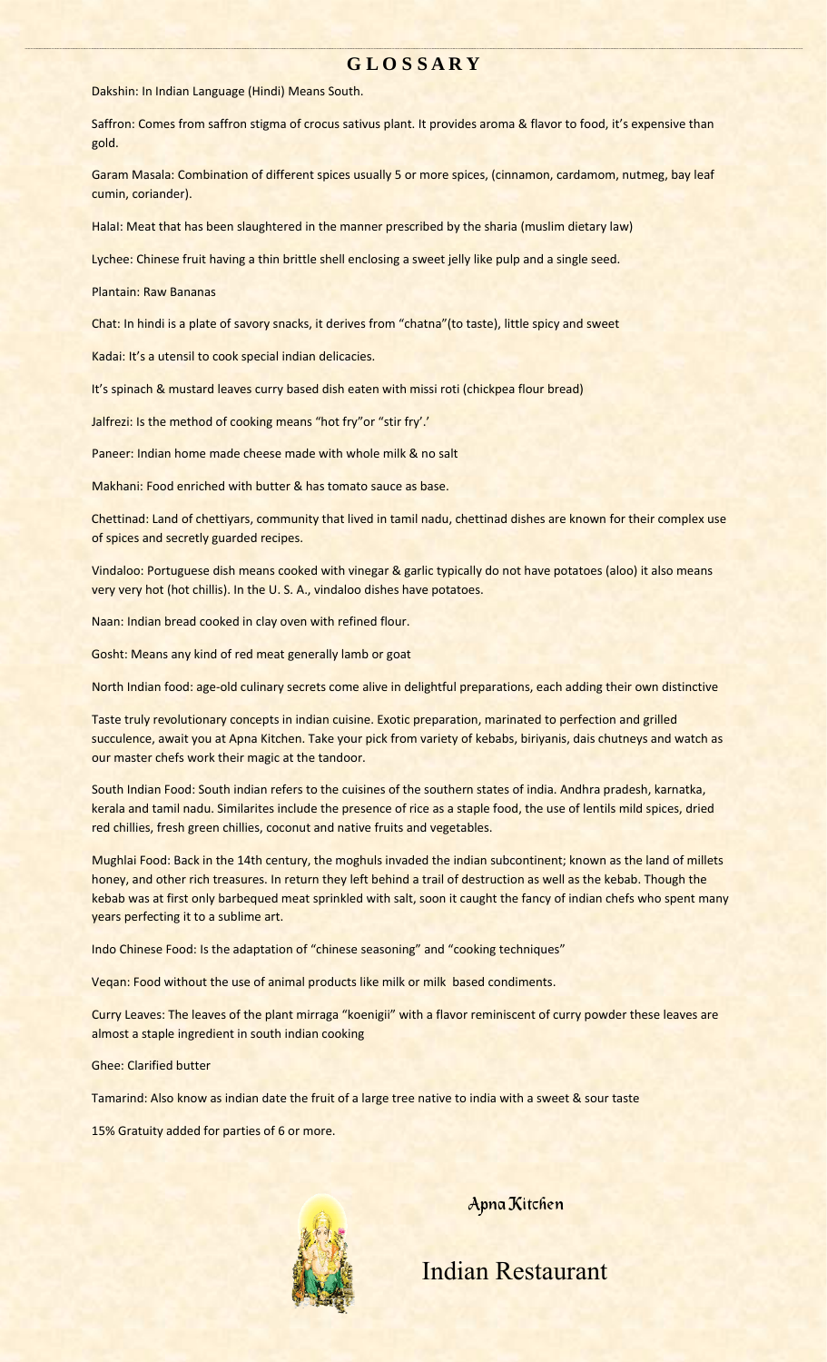# GLOSSARY

Dakshin: In Indian Language (Hindi) Means South.

Saffron: Comes from saffron stigma of crocus sativus plant. It provides aroma & flavor to food, it's expensive than gold.

Garam Masala: Combination of different spices usually 5 or more spices, (cinnamon, cardamom, nutmeg, bay leaf cumin, coriander).

Halal: Meat that has been slaughtered in the manner prescribed by the sharia (muslim dietary law)

Lychee: Chinese fruit having a thin brittle shell enclosing a sweet jelly like pulp and a single seed.

Plantain: Raw Bananas

Chat: In hindi is a plate of savory snacks, it derives from "chatna"(to taste), little spicy and sweet

Kadai: It's a utensil to cook special indian delicacies.

It's spinach & mustard leaves curry based dish eaten with missi roti (chickpea flour bread)

Jalfrezi: Is the method of cooking means "hot fry"or "stir fry'.'

Paneer: Indian home made cheese made with whole milk & no salt

Makhani: Food enriched with butter & has tomato sauce as base.

Chettinad: Land of chettiyars, community that lived in tamil nadu, chettinad dishes are known for their complex use of spices and secretly guarded recipes.

Vindaloo: Portuguese dish means cooked with vinegar & garlic typically do not have potatoes (aloo) it also means very very hot (hot chillis). In the U. S. A., vindaloo dishes have potatoes.

Naan: Indian bread cooked in clay oven with refined flour.

Gosht: Means any kind of red meat generally lamb or goat

North Indian food: age-old culinary secrets come alive in delightful preparations, each adding their own distinctive

Taste truly revolutionary concepts in indian cuisine. Exotic preparation, marinated to perfection and grilled succulence, await you at Apna Kitchen. Take your pick from variety of kebabs, biriyanis, dais chutneys and watch as our master chefs work their magic at the tandoor.

South Indian Food: South indian refers to the cuisines of the southern states of india. Andhra pradesh, karnatka, kerala and tamil nadu. Similarites include the presence of rice as a staple food, the use of lentils mild spices, dried red chillies, fresh green chillies, coconut and native fruits and vegetables.

Mughlai Food: Back in the 14th century, the moghuls invaded the indian subcontinent; known as the land of millets honey, and other rich treasures. In return they left behind a trail of destruction as well as the kebab. Though the kebab was at first only barbequed meat sprinkled with salt, soon it caught the fancy of indian chefs who spent many years perfecting it to a sublime art.

Indo Chinese Food: Is the adaptation of "chinese seasoning" and "cooking techniques"

Veqan: Food without the use of animal products like milk or milk based condiments.

Curry Leaves: The leaves of the plant mirraga "koenigii" with a flavor reminiscent of curry powder these leaves are almost a staple ingredient in south indian cooking

Ghee: Clarified butter

Tamarind: Also know as indian date the fruit of a large tree native to india with a sweet & sour taste

15% Gratuity added for parties of 6 or more.

Apna Kitchen

Indian Restaurant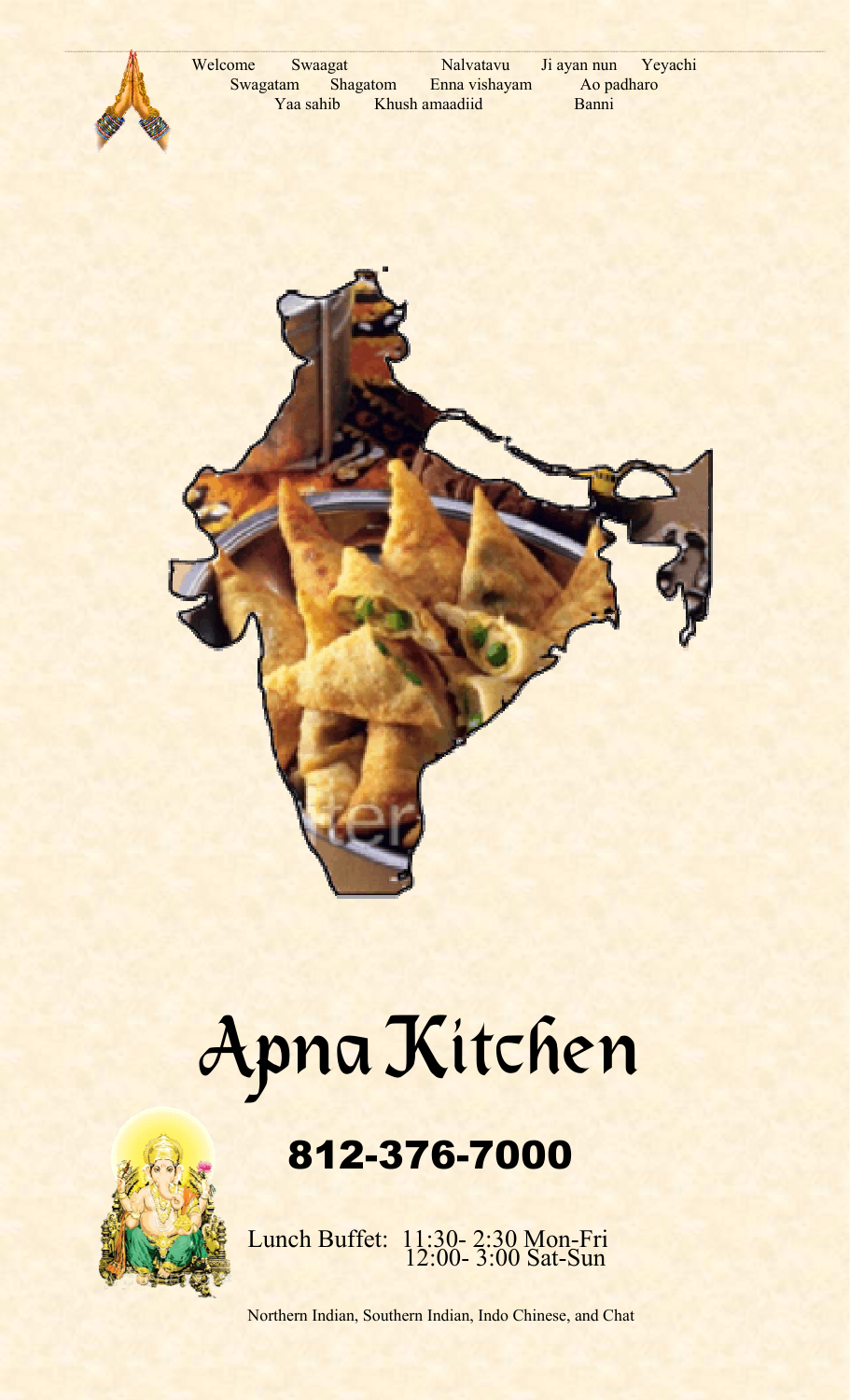Welcome Swaagat Nalvatavu Ji ayan nun Yeyachi
Swagatam Shagatom Enna vishayam Ao padharo
Yaa sahib Khush amaadiid Banni

# Apna Kitchen

## 812-376-7000

Lunch Buffet: 11:30- 2:30 Mon-Fri
12:00- 3:00 Sat-Sun

Northern Indian, Southern Indian, Indo Chinese, and Chat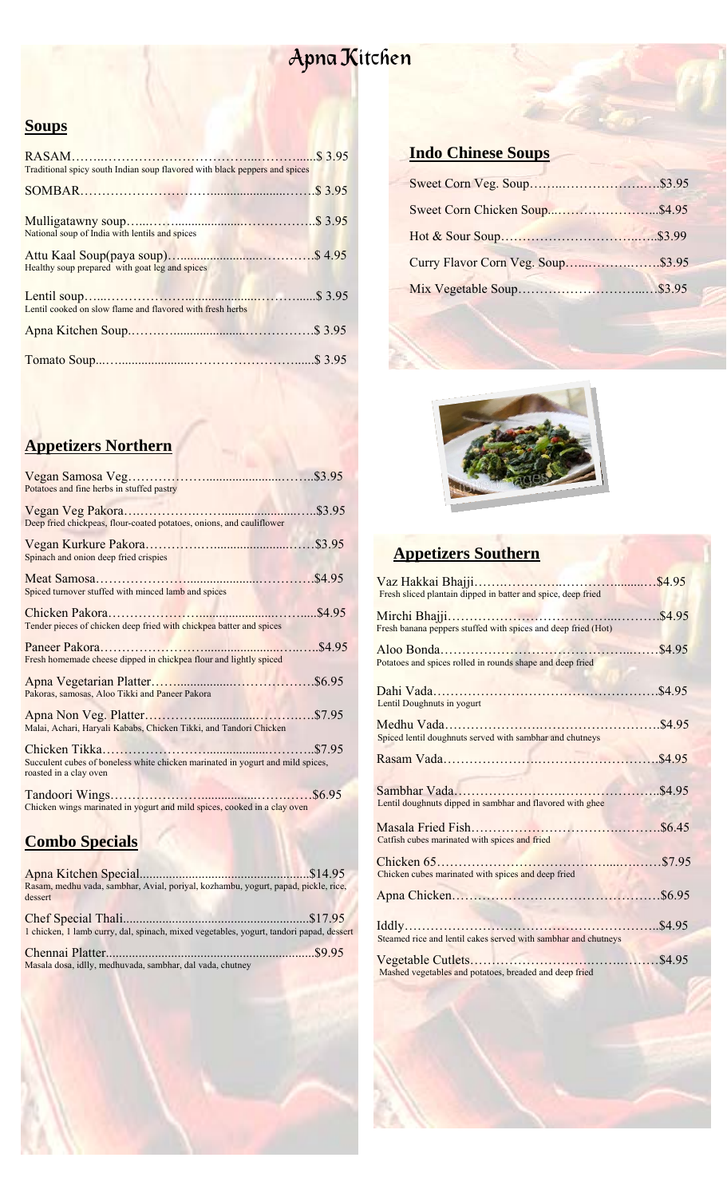# Apna Kitchen

## Soups

RASAM……..………………………………...……….....$ 3.95
Traditional spicy south Indian soup flavored with black peppers and spices

SOMBAR…………………………......................…….$ 3.95

Mulligatawny soup…...……......................……………..$ 3.95
National soup of India with lentils and spices

Attu Kaal Soup(paya soup)…......................…………$ 4.95
Healthy soup prepared with goat leg and spices

Lentil soup…...………………......................………......$ 3.95
Lentil cooked on slow flame and flavored with fresh herbs

Apna Kitchen Soup.……..…......................…………….$ 3.95

Tomato Soup...…......................……………………......$ 3.95

## Appetizers Northern

Vegan Samosa Veg………………......................……..$3.95
Potatoes and fine herbs in stuffed pastry

Vegan Veg Pakora…………………........................…..$3.95
Deep fried chickpeas, flour-coated potatoes, onions, and cauliflower

Vegan Kurkure Pakora………………......................……$3.95
Spinach and onion deep fried crispies

Meat Samosa…………………......................…………$4.95
Spiced turnover stuffed with minced lamb and spices

Chicken Pakora…………………......................….....$4.95
Tender pieces of chicken deep fried with chickpea batter and spices

Paneer Pakora……………………......................….….$4.95
Fresh homemade cheese dipped in chickpea flour and lightly spiced

Apna Vegetarian Platter……..................………………$6.95
Pakoras, samosas, Aloo Tikki and Paneer Pakora

Apna Non Veg. Platter………….................………….$7.95
Malai, Achari, Haryali Kababs, Chicken Tikki, and Tandori Chicken

Chicken Tikka……………………..................……...$7.95
Succulent cubes of boneless white chicken marinated in yogurt and mild spices, roasted in a clay oven

Tandoori Wings…………………................………….$6.95
Chicken wings marinated in yogurt and mild spices, cooked in a clay oven

## Combo Specials

Apna Kitchen Special.................................................$14.95
Rasam, medhu vada, sambhar, Avial, poriyal, kozhambu, yogurt, papad, pickle, rice, dessert

Chef Special Thali.......................................................$17.95
1 chicken, 1 lamb curry, dal, spinach, mixed vegetables, yogurt, tandori papad, dessert

Chennai Platter.............................................................$9.95
Masala dosa, idlly, medhuvada, sambhar, dal vada, chutney

## Indo Chinese Soups

Sweet Corn Veg. Soup……..………………….…$3.95

Sweet Corn Chicken Soup...…………………...$4.95

Hot & Sour Soup……………………………..…..$3.99

Curry Flavor Corn Veg. Soup…...………….…….$3.95

Mix Vegetable Soup……………………….....…$3.95

## Appetizers Southern

Vaz Hakkai Bhajji…….………..……………........…$4.95
Fresh sliced plantain dipped in batter and spice, deep fried

Mirchi Bhajji………………………….…….....……….$4.95
Fresh banana peppers stuffed with spices and deep fried (Hot)

Aloo Bonda……………………………………...……$4.95
Potatoes and spices rolled in rounds shape and deep fried

Dahi Vada…………………………………………….$4.95
Lentil Doughnuts in yogurt

Medhu Vada……………….………………………….$4.95
Spiced lentil doughnuts served with sambhar and chutneys

Rasam Vada…………………………………………..$4.95

Sambhar Vada……………………………………….$4.95
Lentil doughnuts dipped in sambhar and flavored with ghee

Masala Fried Fish……………………………………..$6.45
Catfish cubes marinated with spices and fried

Chicken 65……………………………………...………$7.95
Chicken cubes marinated with spices and deep fried

Apna Chicken…………………………………………$6.95

Iddly……………………………………………………..$4.95
Steamed rice and lentil cakes served with sambhar and chutneys

Vegetable Cutlets…………………………………….$4.95
Mashed vegetables and potatoes, breaded and deep fried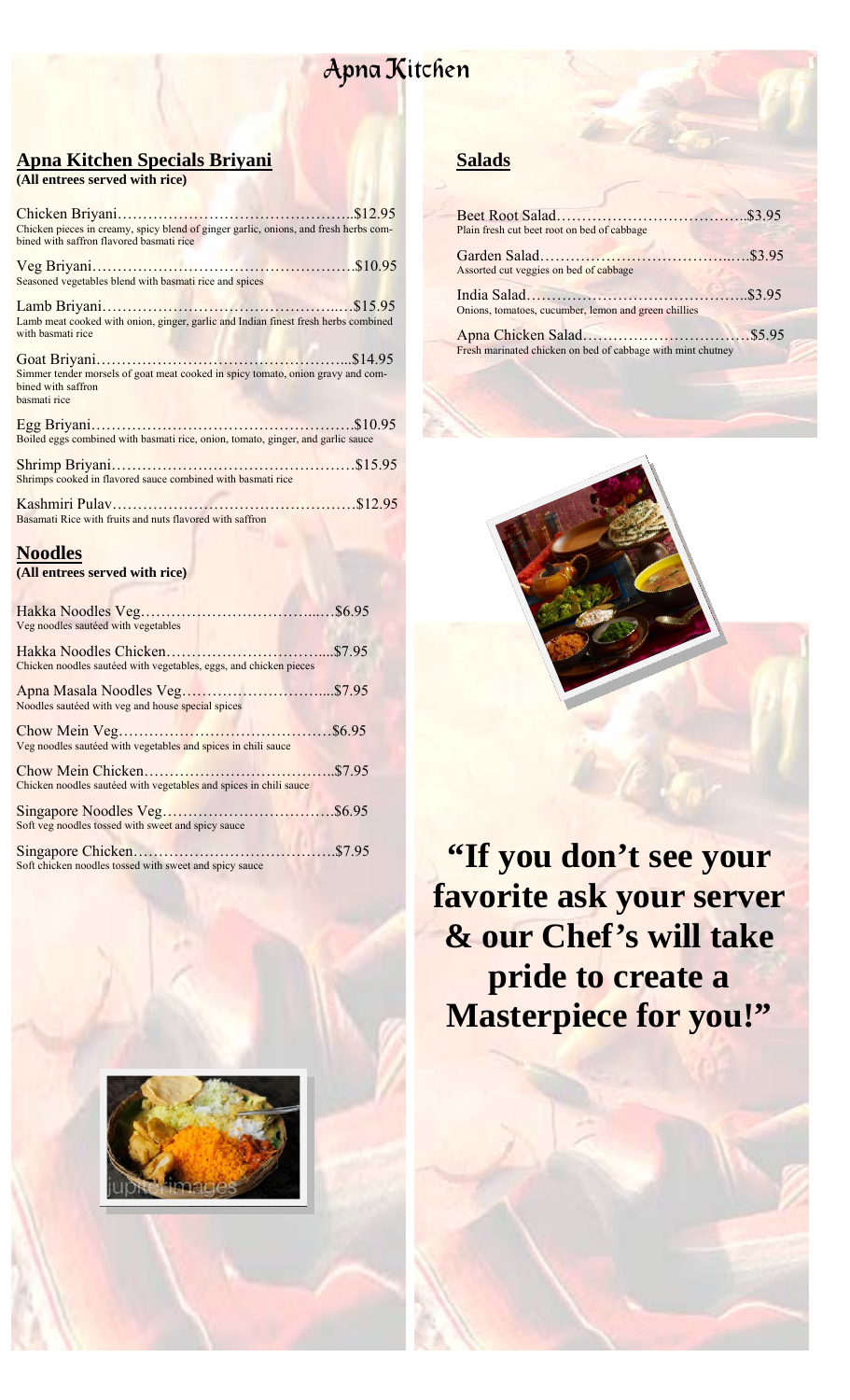# Apna Kitchen

## Apna Kitchen Specials Briyani

**(All entrees served with rice)**

Chicken Briyani……………………………………….$12.95
Chicken pieces in creamy, spicy blend of ginger garlic, onions, and fresh herbs combined with saffron flavored basmati rice

Veg Briyani…………………………………………….$10.95
Seasoned vegetables blend with basmati rice and spices

Lamb Briyani………………………………………..…$15.95
Lamb meat cooked with onion, ginger, garlic and Indian finest fresh herbs combined with basmati rice

Goat Briyani…………………………………………...$14.95
Simmer tender morsels of goat meat cooked in spicy tomato, onion gravy and combined with saffron basmati rice

Egg Briyani…………………………………………….$10.95
Boiled eggs combined with basmati rice, onion, tomato, ginger, and garlic sauce

Shrimp Briyani…………………………………………$15.95
Shrimps cooked in flavored sauce combined with basmati rice

Kashmiri Pulav…………………………………………$12.95
Basamati Rice with fruits and nuts flavored with saffron

## Noodles

**(All entrees served with rice)**

Hakka Noodles Veg………………………………..…$6.95
Veg noodles sautéed with vegetables

Hakka Noodles Chicken…………………………....$7.95
Chicken noodles sautéed with vegetables, eggs, and chicken pieces

Apna Masala Noodles Veg………………………....$7.95
Noodles sautéed with veg and house special spices

Chow Mein Veg……………………………………$6.95
Veg noodles sautéed with vegetables and spices in chili sauce

Chow Mein Chicken………………………………..$7.95
Chicken noodles sautéed with vegetables and spices in chili sauce

Singapore Noodles Veg…………………………….$6.95
Soft veg noodles tossed with sweet and spicy sauce

Singapore Chicken………………………………….$7.95
Soft chicken noodles tossed with sweet and spicy sauce

## Salads

Beet Root Salad……………………………….$3.95
Plain fresh cut beet root on bed of cabbage

Garden Salad………………………………..….$3.95
Assorted cut veggies on bed of cabbage

India Salad……………………………………..$3.95
Onions, tomatoes, cucumber, lemon and green chillies

Apna Chicken Salad…………………………….$5.95
Fresh marinated chicken on bed of cabbage with mint chutney

**"If you don't see your favorite ask your server & our Chef's will take pride to create a Masterpiece for you!"**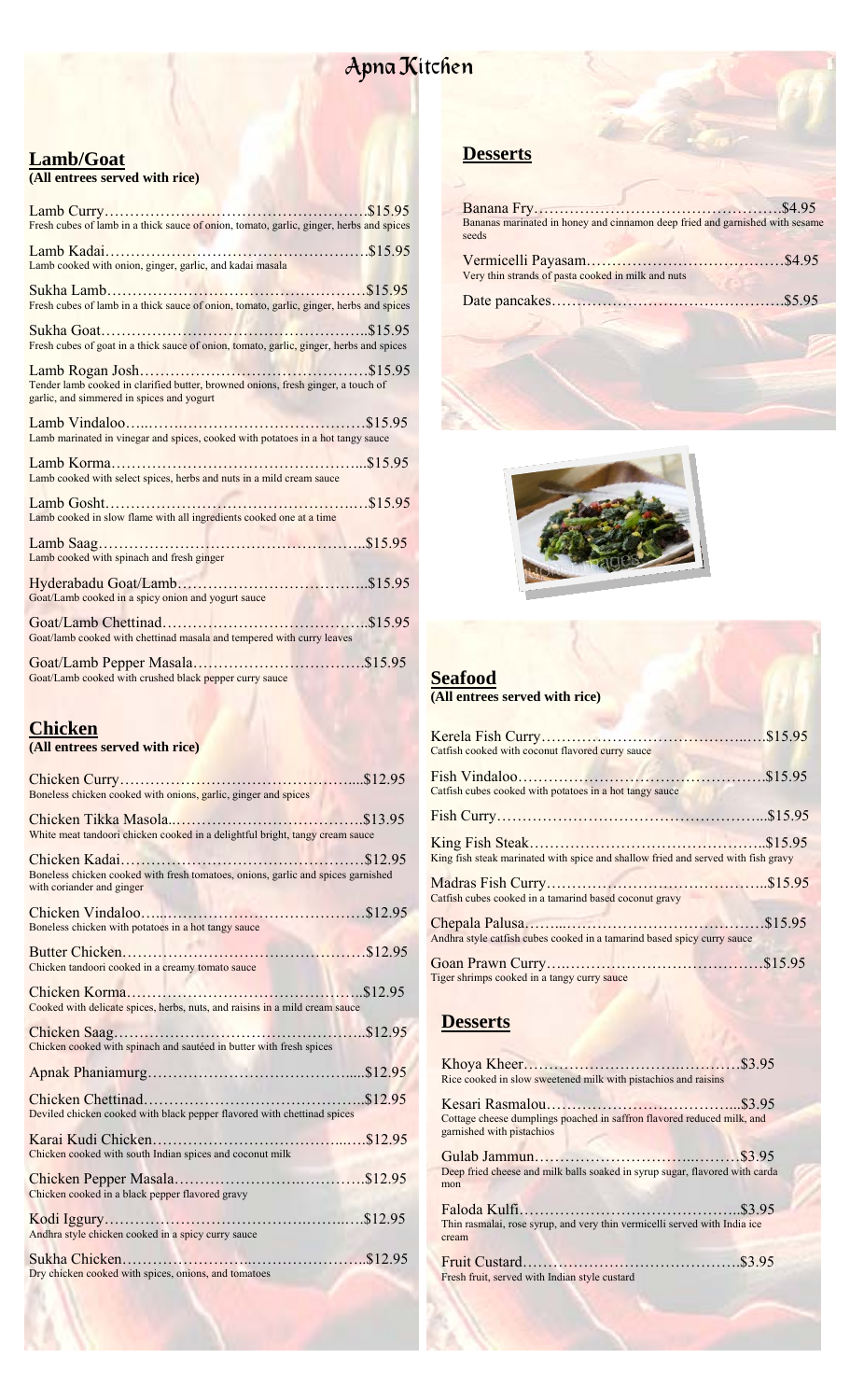# Apna Kitchen

## Lamb/Goat

**(All entrees served with rice)**

Lamb Curry……………………………………………….$15.95
Fresh cubes of lamb in a thick sauce of onion, tomato, garlic, ginger, herbs and spices

Lamb Kadai……………………………………………….$15.95
Lamb cooked with onion, ginger, garlic, and kadai masala

Sukha Lamb………………………………………………$15.95
Fresh cubes of lamb in a thick sauce of onion, tomato, garlic, ginger, herbs and spices

Sukha Goat………………………………………………..$15.95
Fresh cubes of goat in a thick sauce of onion, tomato, garlic, ginger, herbs and spices

Lamb Rogan Josh…………………………………………$15.95
Tender lamb cooked in clarified butter, browned onions, fresh ginger, a touch of garlic, and simmered in spices and yogurt

Lamb Vindaloo…………………………………………$15.95
Lamb marinated in vinegar and spices, cooked with potatoes in a hot tangy sauce

Lamb Korma……………………………………………...$15.95
Lamb cooked with select spices, herbs and nuts in a mild cream sauce

Lamb Gosht………………………………………………$15.95
Lamb cooked in slow flame with all ingredients cooked one at a time

Lamb Saag………………………………………………..$15.95
Lamb cooked with spinach and fresh ginger

Hyderabadu Goat/Lamb………………………………..$15.95
Goat/Lamb cooked in a spicy onion and yogurt sauce

Goat/Lamb Chettinad…………………………………..$15.95
Goat/lamb cooked with chettinad masala and tempered with curry leaves

Goat/Lamb Pepper Masala…………………………….$15.95
Goat/Lamb cooked with crushed black pepper curry sauce

## Chicken

**(All entrees served with rice)**

Chicken Curry…………………………………………....$12.95
Boneless chicken cooked with onions, garlic, ginger and spices

Chicken Tikka Masola..……………………………….$13.95
White meat tandoori chicken cooked in a delightful bright, tangy cream sauce

Chicken Kadai…………………………………………$12.95
Boneless chicken cooked with fresh tomatoes, onions, garlic and spices garnished with coriander and ginger

Chicken Vindaloo………………………………………$12.95
Boneless chicken with potatoes in a hot tangy sauce

Butter Chicken…………………………………………$12.95
Chicken tandoori cooked in a creamy tomato sauce

Chicken Korma………………………………………..$12.95
Cooked with delicate spices, herbs, nuts, and raisins in a mild cream sauce

Chicken Saag…………………………………………..$12.95
Chicken cooked with spinach and sautéed in butter with fresh spices

Apnak Phaniamurg………………………………….....$12.95

Chicken Chettinad……………………………………..$12.95
Deviled chicken cooked with black pepper flavored with chettinad spices

Karai Kudi Chicken…………………………………….$12.95
Chicken cooked with south Indian spices and coconut milk

Chicken Pepper Masala………………………………..$12.95
Chicken cooked in a black pepper flavored gravy

Kodi Iggury……………………………………………$12.95
Andhra style chicken cooked in a spicy curry sauce

Sukha Chicken…………………………………………..$12.95
Dry chicken cooked with spices, onions, and tomatoes

## Desserts

Banana Fry……………………………………………$4.95
Bananas marinated in honey and cinnamon deep fried and garnished with sesame seeds

Vermicelli Payasam……………………………………$4.95
Very thin strands of pasta cooked in milk and nuts

Date pancakes…………………………………………$5.95

## Seafood

**(All entrees served with rice)**

Kerela Fish Curry……………………………………$15.95
Catfish cooked with coconut flavored curry sauce

Fish Vindaloo…………………………………………$15.95
Catfish cubes cooked with potatoes in a hot tangy sauce

Fish Curry……………………………………………..$15.95

King Fish Steak……………………………………….$15.95
King fish steak marinated with spice and shallow fried and served with fish gravy

Madras Fish Curry……………………………………..$15.95
Catfish cubes cooked in a tamarind based coconut gravy

Chepala Palusa…………………………………………$15.95
Andhra style catfish cubes cooked in a tamarind based spicy curry sauce

Goan Prawn Curry…………………………………….$15.95
Tiger shrimps cooked in a tangy curry sauce

## Desserts

Khoya Kheer…………………………………………$3.95
Rice cooked in slow sweetened milk with pistachios and raisins

Kesari Rasmalou………………………………………$3.95
Cottage cheese dumplings poached in saffron flavored reduced milk, and garnished with pistachios

Gulab Jammun…………………………………………$3.95
Deep fried cheese and milk balls soaked in syrup sugar, flavored with cardamon

Faloda Kulfi…………………………………………..$3.95
Thin rasmalai, rose syrup, and very thin vermicelli served with India ice cream

Fruit Custard…………………………………………$3.95
Fresh fruit, served with Indian style custard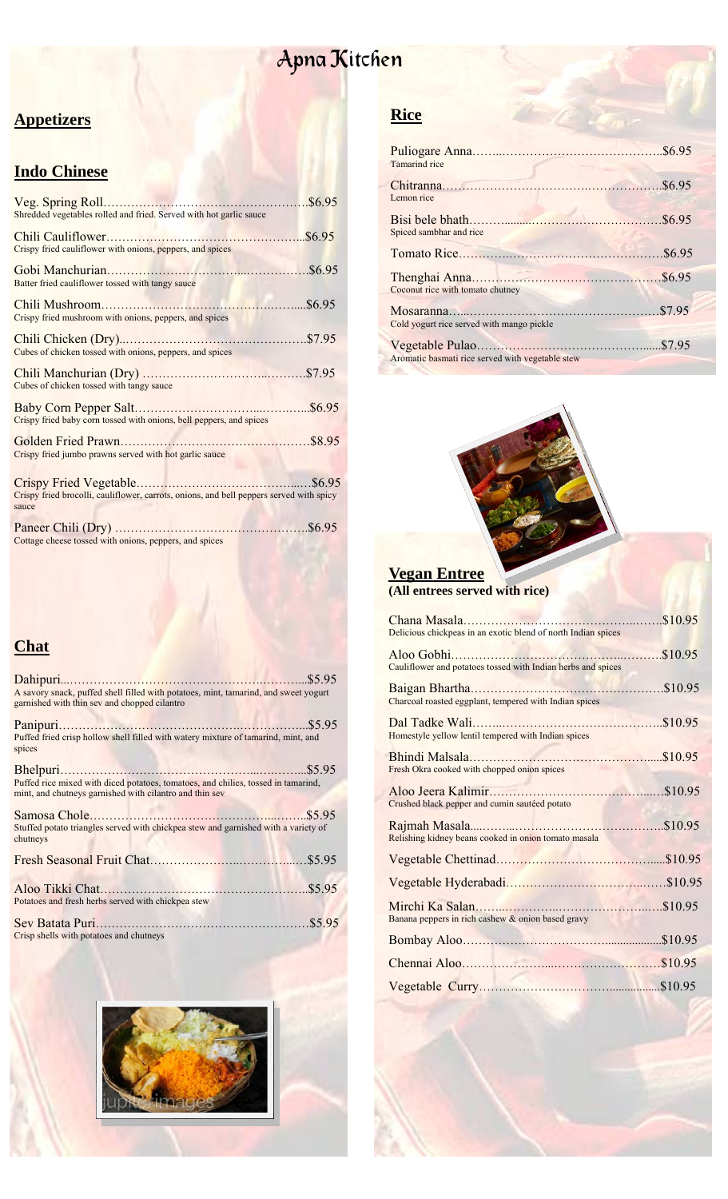# Apna Kitchen

## Appetizers

### Indo Chinese

Veg. Spring Roll……$6.95
Shredded vegetables rolled and fried. Served with hot garlic sauce

Chili Cauliflower……$6.95
Crispy fried cauliflower with onions, peppers, and spices

Gobi Manchurian……$6.95
Batter fried cauliflower tossed with tangy sauce

Chili Mushroom……$6.95
Crispy fried mushroom with onions, peppers, and spices

Chili Chicken (Dry)……$7.95
Cubes of chicken tossed with onions, peppers, and spices

Chili Manchurian (Dry)……$7.95
Cubes of chicken tossed with tangy sauce

Baby Corn Pepper Salt……$6.95
Crispy fried baby corn tossed with onions, bell peppers, and spices

Golden Fried Prawn……$8.95
Crispy fried jumbo prawns served with hot garlic sauce

Crispy Fried Vegetable……$6.95
Crispy fried brocolli, cauliflower, carrots, onions, and bell peppers served with spicy sauce

Paneer Chili (Dry)……$6.95
Cottage cheese tossed with onions, peppers, and spices

### Chat

Dahipuri……$5.95
A savory snack, puffed shell filled with potatoes, mint, tamarind, and sweet yogurt garnished with thin sev and chopped cilantro

Panipuri……$5.95
Puffed fried crisp hollow shell filled with watery mixture of tamarind, mint, and spices

Bhelpuri……$5.95
Puffed rice mixed with diced potatoes, tomatoes, and chilies, tossed in tamarind, mint, and chutneys garnished with cilantro and thin sev

Samosa Chole……$5.95
Stuffed potato triangles served with chickpea stew and garnished with a variety of chutneys

Fresh Seasonal Fruit Chat……$5.95

Aloo Tikki Chat……$5.95
Potatoes and fresh herbs served with chickpea stew

Sev Batata Puri……$5.95
Crisp shells with potatoes and chutneys

## Rice

Puliogare Anna……$6.95
Tamarind rice

Chitranna……$6.95
Lemon rice

Bisi bele bhath……$6.95
Spiced sambhar and rice

Tomato Rice……$6.95

Thenghai Anna……$6.95
Coconut rice with tomato chutney

Mosaranna……$7.95
Cold yogurt rice served with mango pickle

Vegetable Pulao……$7.95
Aromatic basmati rice served with vegetable stew

## Vegan Entree

**(All entrees served with rice)**

Chana Masala……$10.95
Delicious chickpeas in an exotic blend of north Indian spices

Aloo Gobhi……$10.95
Cauliflower and potatoes tossed with Indian herbs and spices

Baigan Bhartha……$10.95
Charcoal roasted eggplant, tempered with Indian spices

Dal Tadke Wali……$10.95
Homestyle yellow lentil tempered with Indian spices

Bhindi Malsala……$10.95
Fresh Okra cooked with chopped onion spices

Aloo Jeera Kalimir……$10.95
Crushed black pepper and cumin sautéed potato

Rajmah Masala……$10.95
Relishing kidney beans cooked in onion tomato masala

Vegetable Chettinad……$10.95

Vegetable Hyderabadi……$10.95

Mirchi Ka Salan……$10.95
Banana peppers in rich cashew & onion based gravy

Bombay Aloo……$10.95

Chennai Aloo……$10.95

Vegetable Curry……$10.95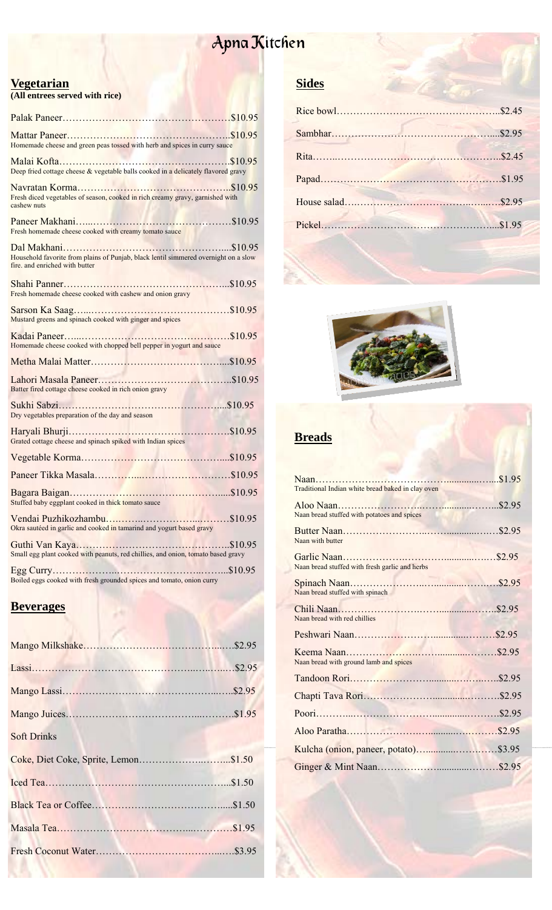# Apna Kitchen

## Vegetarian

**(All entrees served with rice)**

Palak Paneer……………………………………………$10.95

Mattar Paneer……………………………………………$10.95
Homemade cheese and green peas tossed with herb and spices in curry sauce

Malai Kofta……………………………………………$10.95
Deep fried cottage cheese & vegetable balls cooked in a delicately flavored gravy

Navratan Korma………………………………………..$10.95
Fresh diced vegetables of season, cooked in rich creamy gravy, garnished with cashew nuts

Paneer Makhani……………………………………………$10.95
Fresh homemade cheese cooked with creamy tomato sauce

Dal Makhani……………………………………………...$10.95
Household favorite from plains of Punjab, black lentil simmered overnight on a slow fire. and enriched with butter

Shahi Panner……………………………………………..$10.95
Fresh homemade cheese cooked with cashew and onion gravy

Sarson Ka Saag……………………………………………$10.95
Mustard greens and spinach cooked with ginger and spices

Kadai Paneer……………………………………………$10.95
Homemade cheese cooked with chopped bell pepper in yogurt and sauce

Metha Malai Matter……………………………………....$10.95

Lahori Masala Paneer……………………………………..$10.95
Batter fired cottage cheese cooked in rich onion gravy

Sukhi Sabzi………………………………………………...$10.95
Dry vegetables preparation of the day and season

Haryali Bhurji……………………………………………..$10.95
Grated cottage cheese and spinach spiked with Indian spices

Vegetable Korma…………………………………………....$10.95

Paneer Tikka Masala………………………………………$10.95

Bagara Baigan……………………………………………....$10.95
Stuffed baby eggplant cooked in thick tomato sauce

Vendai Puzhikozhambu……………………………………$10.95
Okra sautéed in garlic and cooked in tamarind and yogurt based gravy

Guthi Van Kaya……………………………………………..$10.95
Small egg plant cooked with peanuts, red chillies, and onion, tomato based gravy

Egg Curry…………………………………………………...$10.95
Boiled eggs cooked with fresh grounded spices and tomato, onion curry

## Beverages

Mango Milkshake………………………………………….$2.95

Lassi…………………………………………………………$2.95

Mango Lassi……………………………………………….$2.95

Mango Juices………………………………………………$1.95

Soft Drinks

Coke, Diet Coke, Sprite, Lemon…………………………..$1.50

Iced Tea……………………………………………………...$1.50

Black Tea or Coffee………………………………………....$1.50

Masala Tea…………………………………………………$1.95

Fresh Coconut Water……………………………………….$3.95

## Sides

Rice bowl……………………………………………..$2.45

Sambhar……………………………………………....$2.95

Rita……………………………………………………..$2.45

Papad…………………………………………………..$1.95

House salad…………………………………………….$2.95

Pickel……………………………………………….....$1.95

## Breads

Naan………………………………………………......$1.95
Traditional Indian white bread baked in clay oven

Aloo Naan……………………………………………..$2.95
Naan bread stuffed with potatoes and spices

Butter Naan…………………………………………….$2.95
Naan with butter

Garlic Naan…………………………………………….$2.95
Naan bread stuffed with fresh garlic and herbs

Spinach Naan…………………………………………..$2.95
Naan bread stuffed with spinach

Chili Naan……………………………………………...$2.95
Naan bread with red chillies

Peshwari Naan………………………………………….$2.95

Keema Naan…………………………………………….$2.95
Naan bread with ground lamb and spices

Tandoon Rori…………………………………………..$2.95

Chapti Tava Rori………………………………………..$2.95

Poori……………………………………………………..$2.95

Aloo Paratha……………………………………………..$2.95

Kulcha (onion, paneer, potato)…………………………$3.95

Ginger & Mint Naan……………………………………$2.95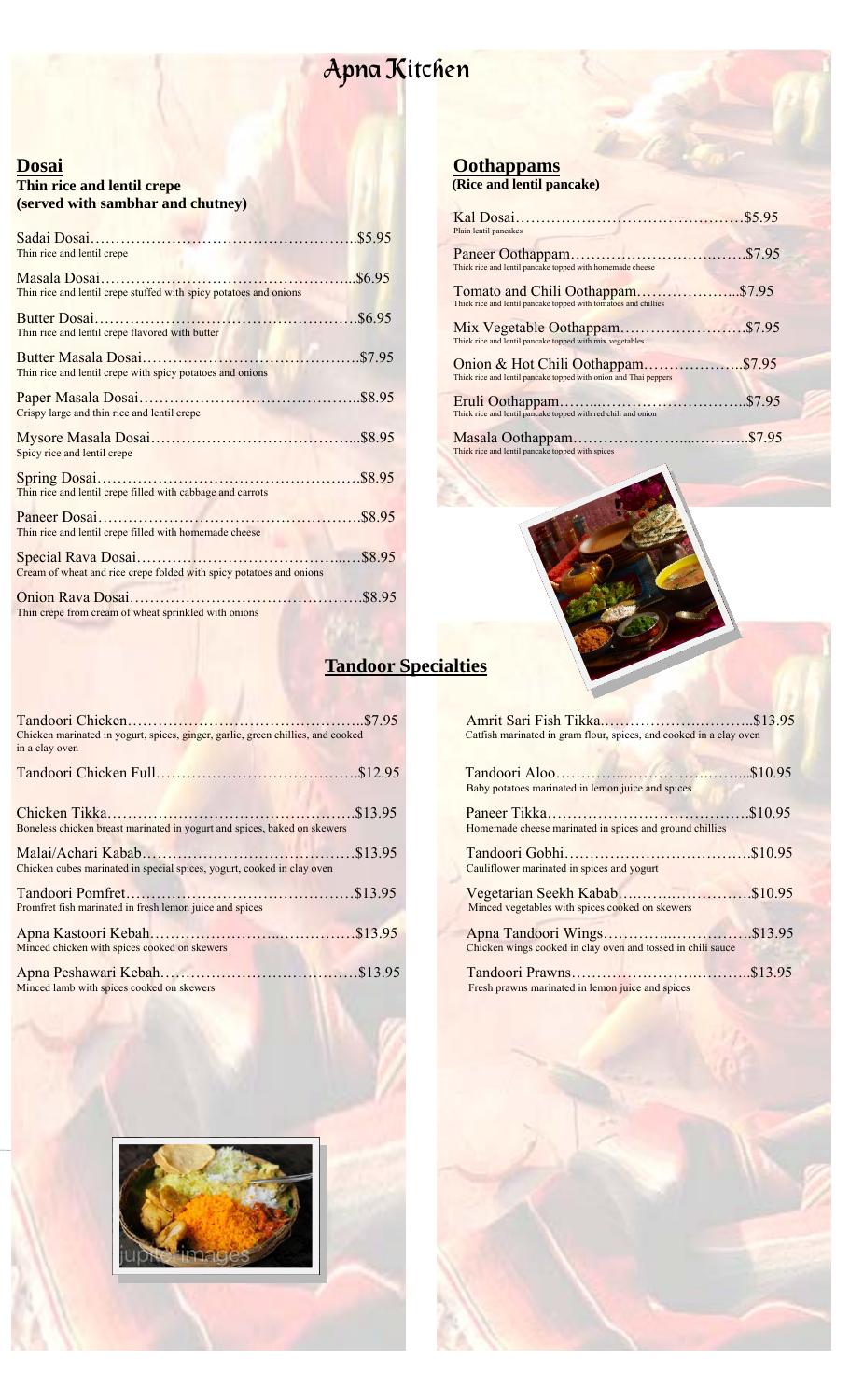# Apna Kitchen

## Dosai

**Thin rice and lentil crepe (served with sambhar and chutney)**

Sadai Dosai……………………………………………..$5.95
Thin rice and lentil crepe

Masala Dosai…………………………………………...$6.95
Thin rice and lentil crepe stuffed with spicy potatoes and onions

Butter Dosai…………………………………………….$6.95
Thin rice and lentil crepe flavored with butter

Butter Masala Dosai……………………………………$7.95
Thin rice and lentil crepe with spicy potatoes and onions

Paper Masala Dosai……………………………………..$8.95
Crispy large and thin rice and lentil crepe

Mysore Masala Dosai…………………………………...$8.95
Spicy rice and lentil crepe

Spring Dosai…………………………………………….$8.95
Thin rice and lentil crepe filled with cabbage and carrots

Paneer Dosai…………………………………………….$8.95
Thin rice and lentil crepe filled with homemade cheese

Special Rava Dosai……………………………………..…$8.95
Cream of wheat and rice crepe folded with spicy potatoes and onions

Onion Rava Dosai……………………………………….$8.95
Thin crepe from cream of wheat sprinkled with onions

## Oothappams

**(Rice and lentil pancake)**

Kal Dosai……………………………………………$5.95
Plain lentil pancakes

Paneer Oothappam………………………….…….$7.95
Thick rice and lentil pancake topped with homemade cheese

Tomato and Chili Oothappam………………..$7.95
Thick rice and lentil pancake topped with tomatoes and chillies

Mix Vegetable Oothappam……………………$7.95
Thick rice and lentil pancake topped with mix vegetables

Onion & Hot Chili Oothappam………………..$7.95
Thick rice and lentil pancake topped with onion and Thai peppers

Eruli Oothappam……..…………………………..$7.95
Thick rice and lentil pancake topped with red chili and onion

Masala Oothappam………………….…………..$7.95
Thick rice and lentil pancake topped with spices

## Tandoor Specialties

Tandoori Chicken………………………………………..$7.95
Chicken marinated in yogurt, spices, ginger, garlic, green chillies, and cooked in a clay oven

Tandoori Chicken Full………………………………….$12.95

Chicken Tikka…………………………………………..$13.95
Boneless chicken breast marinated in yogurt and spices, baked on skewers

Malai/Achari Kabab…………………………………….$13.95
Chicken cubes marinated in special spices, yogurt, cooked in clay oven

Tandoori Pomfret………………………………………$13.95
Promfret fish marinated in fresh lemon juice and spices

Apna Kastoori Kebah…………………...…………….$13.95
Minced chicken with spices cooked on skewers

Apna Peshawari Kebah…………………………………$13.95
Minced lamb with spices cooked on skewers

Amrit Sari Fish Tikka……………….………..$13.95
Catfish marinated in gram flour, spices, and cooked in a clay oven

Tandoori Aloo…………..……………..……...$10.95
Baby potatoes marinated in lemon juice and spices

Paneer Tikka………………………………….$10.95
Homemade cheese marinated in spices and ground chillies

Tandoori Gobhi……………………………….$10.95
Cauliflower marinated in spices and yogurt

Vegetarian Seekh Kabab……….…………….$10.95
Minced vegetables with spices cooked on skewers

Apna Tandoori Wings…………..…………….$13.95
Chicken wings cooked in clay oven and tossed in chili sauce

Tandoori Prawns……………………..……..$13.95
Fresh prawns marinated in lemon juice and spices